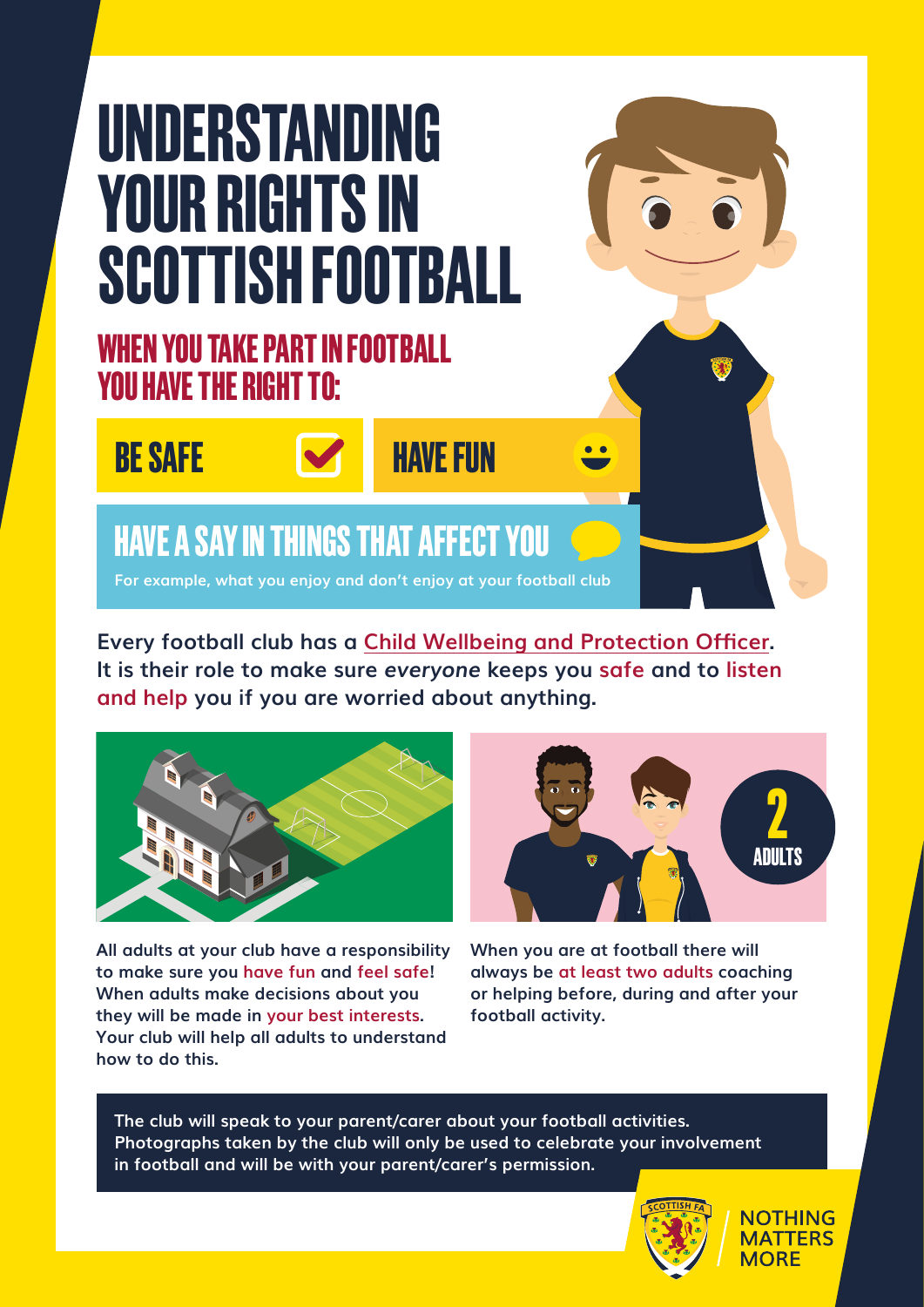# UNDERSTANDING YOUR RIGHTS IN SCOTTISH FOOTBALL

## WHEN YOU TAKE PART IN FOOTBALL YOU HAVE THE RIGHT TO:

### BE SAFE

### HAVE FUN

### HAVE A SAY IN THINGS THAT AFFECT YOU

For example, what you enjoy and don't enjoy at your football club

**Every football club has a Child Wellbeing and Protection Officer. It is their role to make sure *everyone* keeps you safe and to listen and help you if you are worried about anything.**

2 ADULTS

**All adults at your club have a responsibility to make sure you have fun and feel safe! When adults make decisions about you they will be made in your best interests. Your club will help all adults to understand how to do this.**

**When you are at football there will always be at least two adults coaching or helping before, during and after your football activity.**

**The club will speak to your parent/carer about your football activities. Photographs taken by the club will only be used to celebrate your involvement in football and will be with your parent/carer's permission.**

SCOTTISH FA

NOTHING MATTERS MORE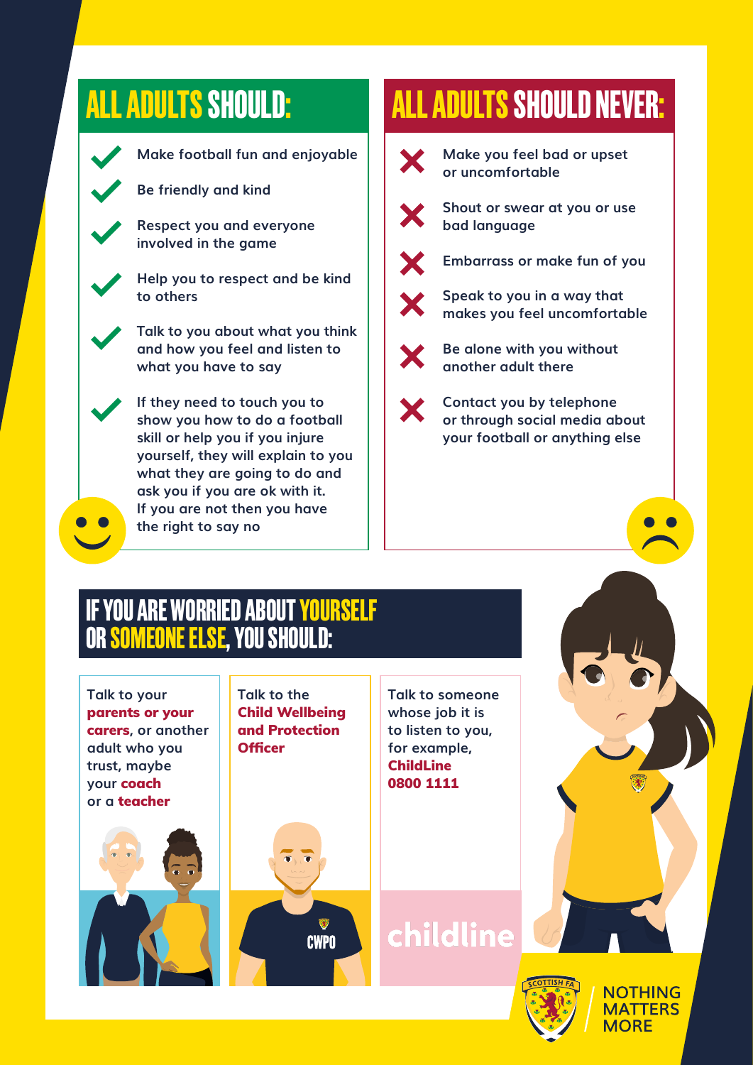## ALL ADULTS SHOULD:

- Make football fun and enjoyable
- Be friendly and kind
- Respect you and everyone involved in the game
- Help you to respect and be kind to others
- Talk to you about what you think and how you feel and listen to what you have to say
- If they need to touch you to show you how to do a football skill or help you if you injure yourself, they will explain to you what they are going to do and ask you if you are ok with it. If you are not then you have the right to say no

## ALL ADULTS SHOULD NEVER:

- Make you feel bad or upset or uncomfortable
- Shout or swear at you or use bad language
- Embarrass or make fun of you
- Speak to you in a way that makes you feel uncomfortable
- Be alone with you without another adult there
- Contact you by telephone or through social media about your football or anything else

## IF YOU ARE WORRIED ABOUT YOURSELF OR SOMEONE ELSE, YOU SHOULD:

Talk to your **parents or your carers**, or another adult who you trust, maybe your **coach** or a **teacher**

Talk to the **Child Wellbeing and Protection Officer**

Talk to someone whose job it is to listen to you, for example, **ChildLine 0800 1111**

NOTHING MATTERS MORE